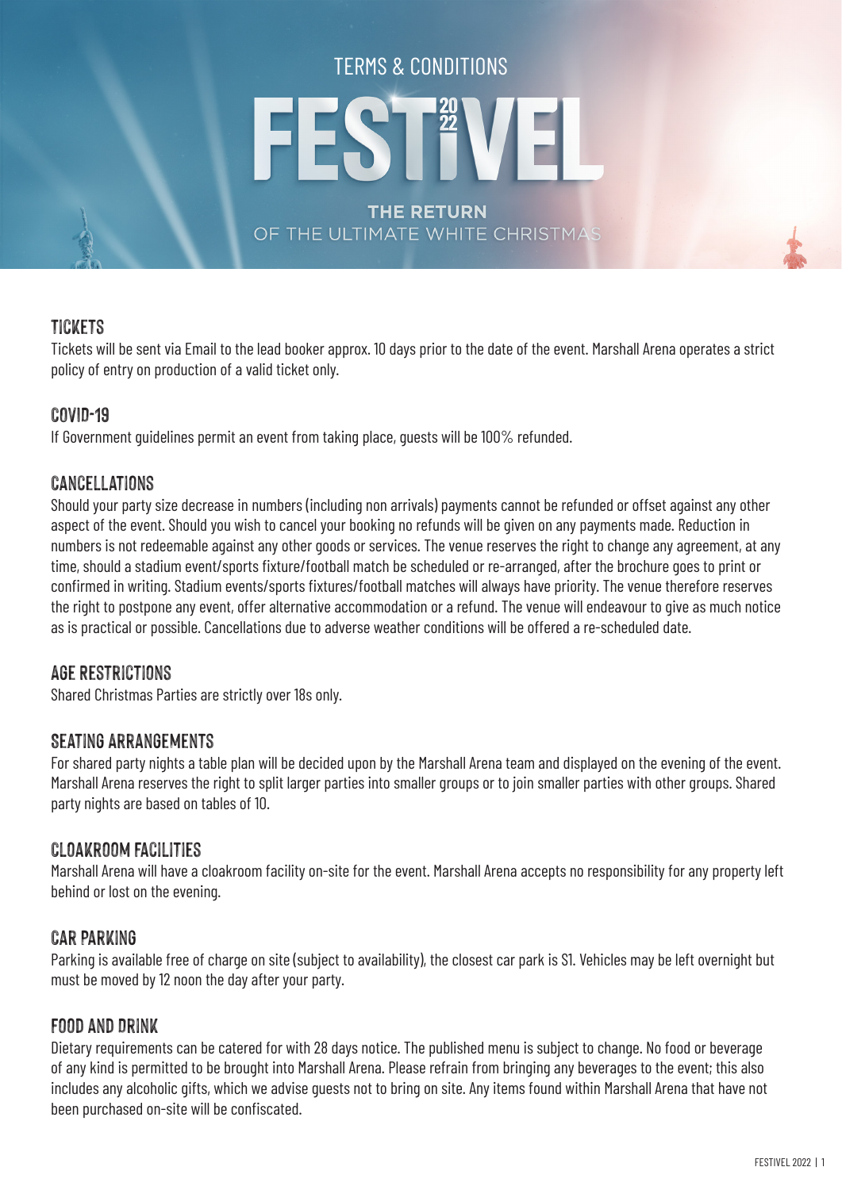TERMS & CONDITIONS

# FESTIVEL 2022

THE RETURN
OF THE ULTIMATE WHITE CHRISTMAS

## TICKETS

Tickets will be sent via Email to the lead booker approx. 10 days prior to the date of the event. Marshall Arena operates a strict policy of entry on production of a valid ticket only.

## COVID-19

If Government guidelines permit an event from taking place, guests will be 100% refunded.

## CANCELLATIONS

Should your party size decrease in numbers (including non arrivals) payments cannot be refunded or offset against any other aspect of the event. Should you wish to cancel your booking no refunds will be given on any payments made. Reduction in numbers is not redeemable against any other goods or services. The venue reserves the right to change any agreement, at any time, should a stadium event/sports fixture/football match be scheduled or re-arranged, after the brochure goes to print or confirmed in writing. Stadium events/sports fixtures/football matches will always have priority. The venue therefore reserves the right to postpone any event, offer alternative accommodation or a refund. The venue will endeavour to give as much notice as is practical or possible. Cancellations due to adverse weather conditions will be offered a re-scheduled date.

## AGE RESTRICTIONS

Shared Christmas Parties are strictly over 18s only.

## SEATING ARRANGEMENTS

For shared party nights a table plan will be decided upon by the Marshall Arena team and displayed on the evening of the event. Marshall Arena reserves the right to split larger parties into smaller groups or to join smaller parties with other groups. Shared party nights are based on tables of 10.

## CLOAKROOM FACILITIES

Marshall Arena will have a cloakroom facility on-site for the event. Marshall Arena accepts no responsibility for any property left behind or lost on the evening.

## CAR PARKING

Parking is available free of charge on site (subject to availability), the closest car park is S1. Vehicles may be left overnight but must be moved by 12 noon the day after your party.

## FOOD AND DRINK

Dietary requirements can be catered for with 28 days notice. The published menu is subject to change. No food or beverage of any kind is permitted to be brought into Marshall Arena. Please refrain from bringing any beverages to the event; this also includes any alcoholic gifts, which we advise guests not to bring on site. Any items found within Marshall Arena that have not been purchased on-site will be confiscated.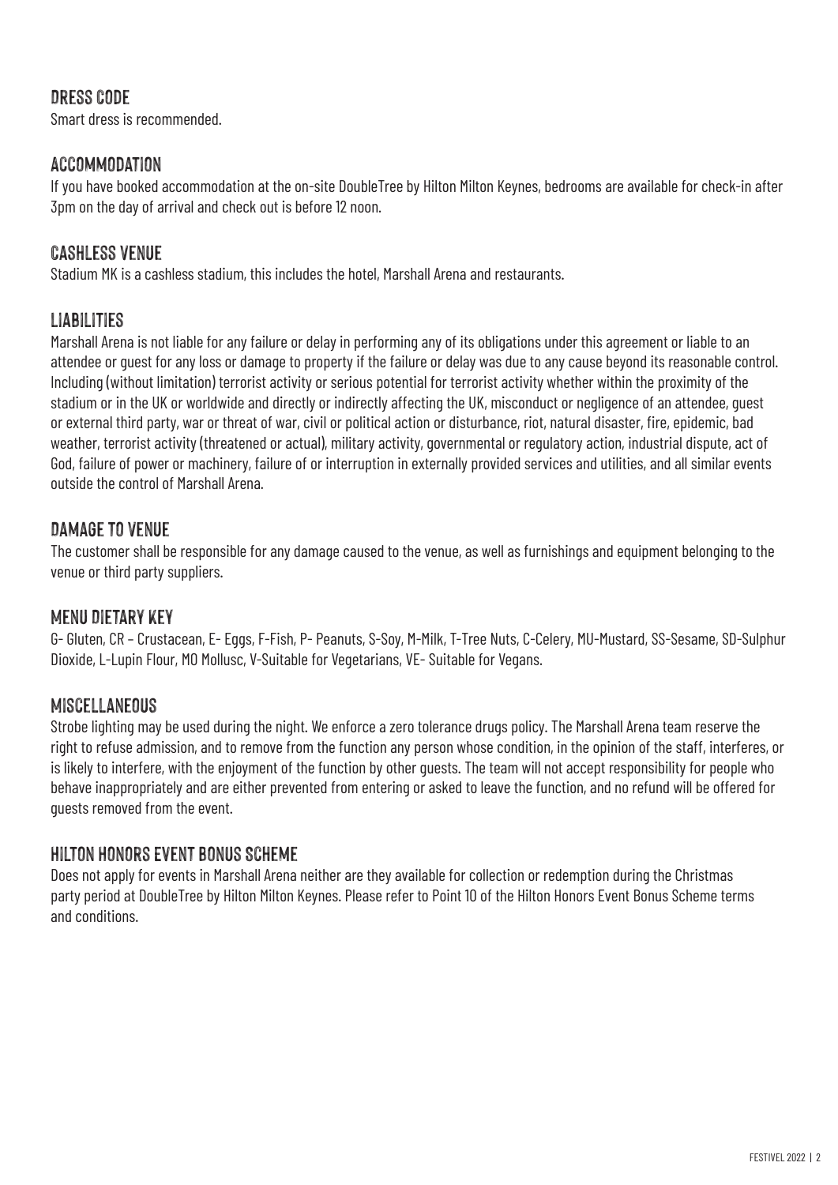## DRESS CODE

Smart dress is recommended.

## ACCOMMODATION

If you have booked accommodation at the on-site DoubleTree by Hilton Milton Keynes, bedrooms are available for check-in after 3pm on the day of arrival and check out is before 12 noon.

## CASHLESS VENUE

Stadium MK is a cashless stadium, this includes the hotel, Marshall Arena and restaurants.

## LIABILITIES

Marshall Arena is not liable for any failure or delay in performing any of its obligations under this agreement or liable to an attendee or guest for any loss or damage to property if the failure or delay was due to any cause beyond its reasonable control. Including (without limitation) terrorist activity or serious potential for terrorist activity whether within the proximity of the stadium or in the UK or worldwide and directly or indirectly affecting the UK, misconduct or negligence of an attendee, guest or external third party, war or threat of war, civil or political action or disturbance, riot, natural disaster, fire, epidemic, bad weather, terrorist activity (threatened or actual), military activity, governmental or regulatory action, industrial dispute, act of God, failure of power or machinery, failure of or interruption in externally provided services and utilities, and all similar events outside the control of Marshall Arena.

## DAMAGE TO VENUE

The customer shall be responsible for any damage caused to the venue, as well as furnishings and equipment belonging to the venue or third party suppliers.

## MENU DIETARY KEY

G- Gluten, CR – Crustacean, E- Eggs, F-Fish, P- Peanuts, S-Soy, M-Milk, T-Tree Nuts, C-Celery, MU-Mustard, SS-Sesame, SD-Sulphur Dioxide, L-Lupin Flour, MO Mollusc, V-Suitable for Vegetarians, VE- Suitable for Vegans.

## MISCELLANEOUS

Strobe lighting may be used during the night. We enforce a zero tolerance drugs policy. The Marshall Arena team reserve the right to refuse admission, and to remove from the function any person whose condition, in the opinion of the staff, interferes, or is likely to interfere, with the enjoyment of the function by other guests. The team will not accept responsibility for people who behave inappropriately and are either prevented from entering or asked to leave the function, and no refund will be offered for guests removed from the event.

## HILTON HONORS EVENT BONUS SCHEME

Does not apply for events in Marshall Arena neither are they available for collection or redemption during the Christmas party period at DoubleTree by Hilton Milton Keynes. Please refer to Point 10 of the Hilton Honors Event Bonus Scheme terms and conditions.